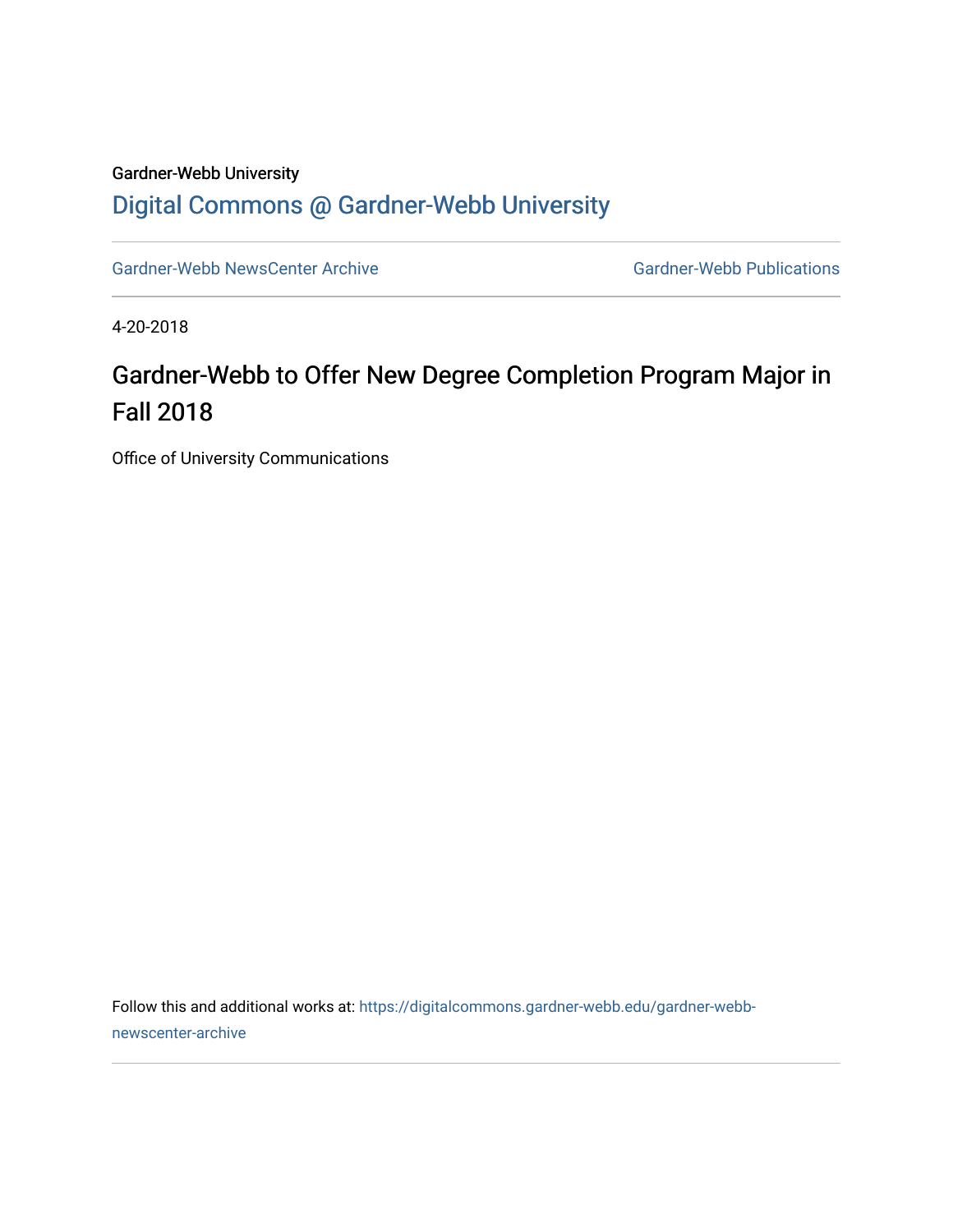Gardner-Webb University

## Digital Commons @ Gardner-Webb University

Gardner-Webb NewsCenter Archive

Gardner-Webb Publications

4-20-2018

# Gardner-Webb to Offer New Degree Completion Program Major in Fall 2018

Office of University Communications

Follow this and additional works at: https://digitalcommons.gardner-webb.edu/gardner-webb-newscenter-archive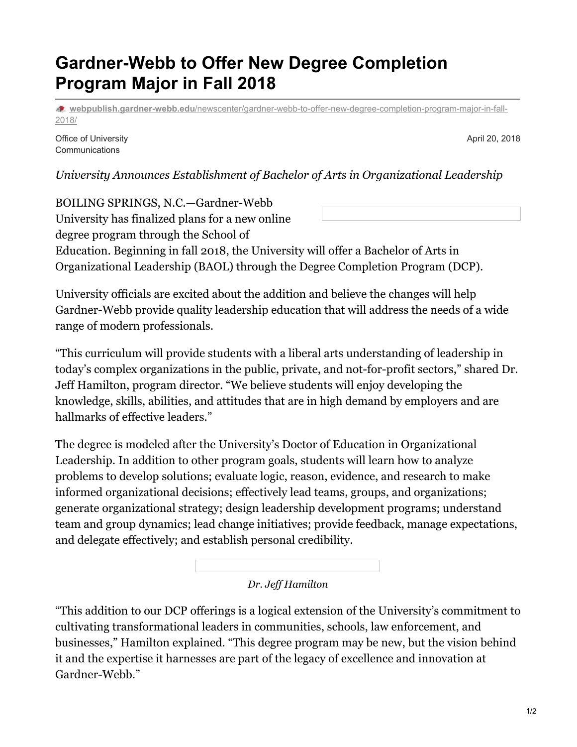# Gardner-Webb to Offer New Degree Completion Program Major in Fall 2018

webpublish.gardner-webb.edu/newscenter/gardner-webb-to-offer-new-degree-completion-program-major-in-fall-2018/

Office of University Communications

April 20, 2018

*University Announces Establishment of Bachelor of Arts in Organizational Leadership*

BOILING SPRINGS, N.C.—Gardner-Webb University has finalized plans for a new online degree program through the School of Education. Beginning in fall 2018, the University will offer a Bachelor of Arts in Organizational Leadership (BAOL) through the Degree Completion Program (DCP).

University officials are excited about the addition and believe the changes will help Gardner-Webb provide quality leadership education that will address the needs of a wide range of modern professionals.

"This curriculum will provide students with a liberal arts understanding of leadership in today's complex organizations in the public, private, and not-for-profit sectors," shared Dr. Jeff Hamilton, program director. "We believe students will enjoy developing the knowledge, skills, abilities, and attitudes that are in high demand by employers and are hallmarks of effective leaders."

The degree is modeled after the University's Doctor of Education in Organizational Leadership. In addition to other program goals, students will learn how to analyze problems to develop solutions; evaluate logic, reason, evidence, and research to make informed organizational decisions; effectively lead teams, groups, and organizations; generate organizational strategy; design leadership development programs; understand team and group dynamics; lead change initiatives; provide feedback, manage expectations, and delegate effectively; and establish personal credibility.

*Dr. Jeff Hamilton*

"This addition to our DCP offerings is a logical extension of the University's commitment to cultivating transformational leaders in communities, schools, law enforcement, and businesses," Hamilton explained. "This degree program may be new, but the vision behind it and the expertise it harnesses are part of the legacy of excellence and innovation at Gardner-Webb."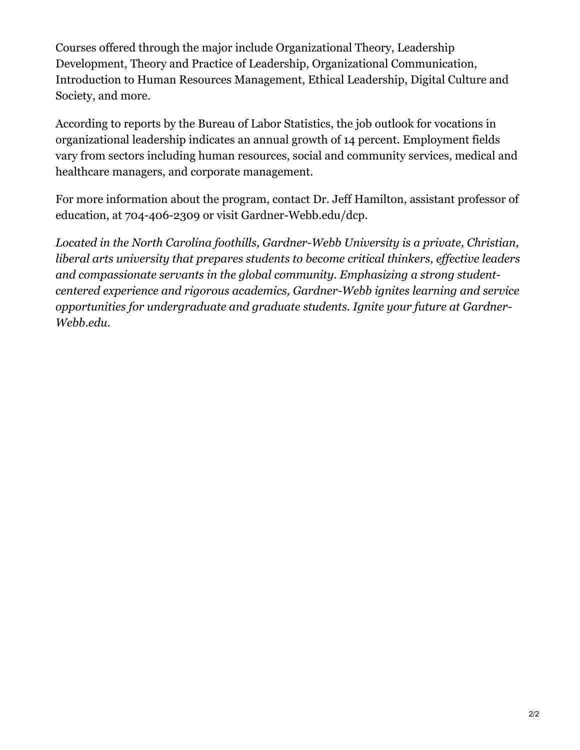Courses offered through the major include Organizational Theory, Leadership Development, Theory and Practice of Leadership, Organizational Communication, Introduction to Human Resources Management, Ethical Leadership, Digital Culture and Society, and more.

According to reports by the Bureau of Labor Statistics, the job outlook for vocations in organizational leadership indicates an annual growth of 14 percent. Employment fields vary from sectors including human resources, social and community services, medical and healthcare managers, and corporate management.

For more information about the program, contact Dr. Jeff Hamilton, assistant professor of education, at 704-406-2309 or visit Gardner-Webb.edu/dcp.

*Located in the North Carolina foothills, Gardner-Webb University is a private, Christian, liberal arts university that prepares students to become critical thinkers, effective leaders and compassionate servants in the global community. Emphasizing a strong student-centered experience and rigorous academics, Gardner-Webb ignites learning and service opportunities for undergraduate and graduate students. Ignite your future at Gardner-Webb.edu.*